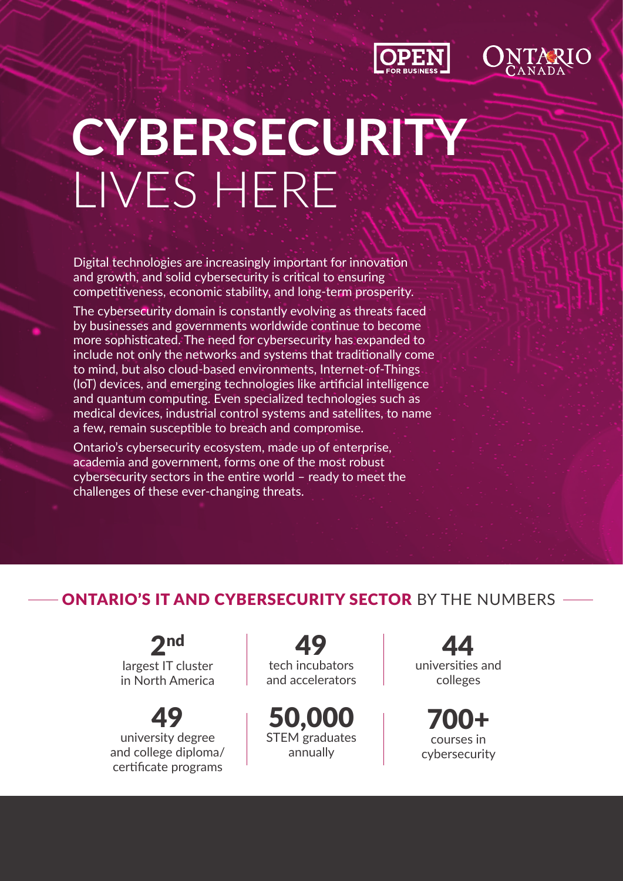# CYBERSECURITY LIVES HERE

Digital technologies are increasingly important for innovation and growth, and solid cybersecurity is critical to ensuring competitiveness, economic stability, and long-term prosperity.

The cybersecurity domain is constantly evolving as threats faced by businesses and governments worldwide continue to become more sophisticated. The need for cybersecurity has expanded to include not only the networks and systems that traditionally come to mind, but also cloud-based environments, Internet-of-Things (IoT) devices, and emerging technologies like artificial intelligence and quantum computing. Even specialized technologies such as medical devices, industrial control systems and satellites, to name a few, remain susceptible to breach and compromise.

Ontario's cybersecurity ecosystem, made up of enterprise, academia and government, forms one of the most robust cybersecurity sectors in the entire world – ready to meet the challenges of these ever-changing threats.

## ONTARIO'S IT AND CYBERSECURITY SECTOR BY THE NUMBERS

**2nd** largest IT cluster in North America

**49** tech incubators and accelerators

**44** universities and colleges

**49** university degree and college diploma/certificate programs

**50,000** STEM graduates annually

**700+** courses in cybersecurity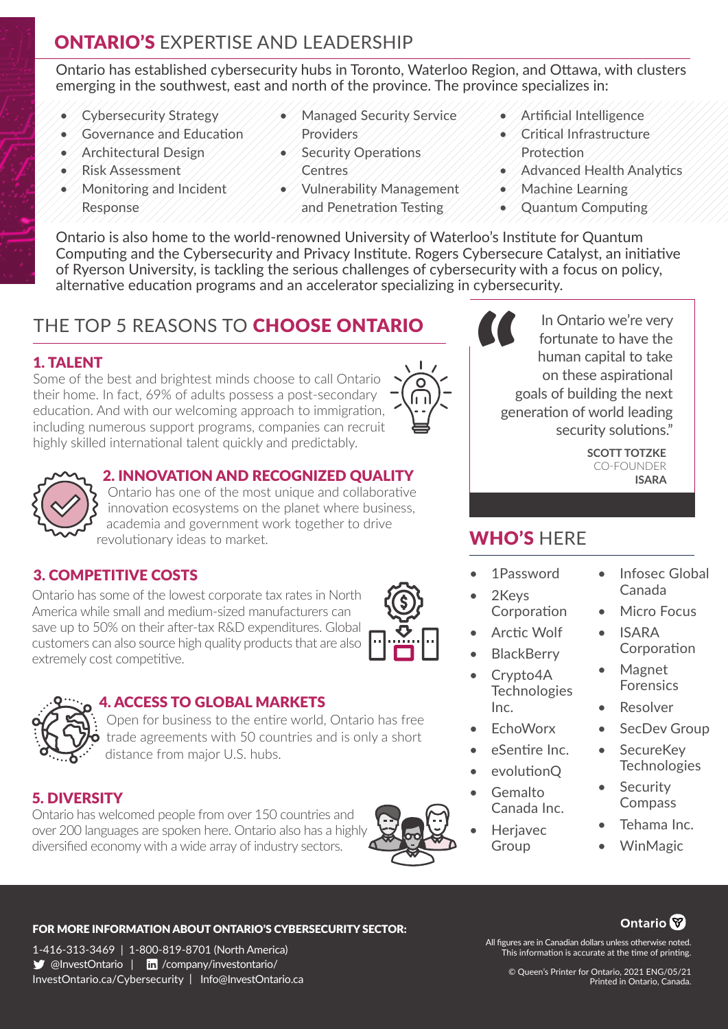## **ONTARIO'S** EXPERTISE AND LEADERSHIP

Ontario has established cybersecurity hubs in Toronto, Waterloo Region, and Ottawa, with clusters emerging in the southwest, east and north of the province. The province specializes in:

- Cybersecurity Strategy
- Governance and Education
- Architectural Design
- Risk Assessment
- Monitoring and Incident Response
- Managed Security Service Providers
- Security Operations Centres
- Vulnerability Management and Penetration Testing
- Artificial Intelligence
- Critical Infrastructure Protection
- Advanced Health Analytics
- Machine Learning
- Quantum Computing

Ontario is also home to the world-renowned University of Waterloo's Institute for Quantum Computing and the Cybersecurity and Privacy Institute. Rogers Cybersecure Catalyst, an initiative of Ryerson University, is tackling the serious challenges of cybersecurity with a focus on policy, alternative education programs and an accelerator specializing in cybersecurity.

## THE TOP 5 REASONS TO **CHOOSE ONTARIO**

### 1. TALENT

Some of the best and brightest minds choose to call Ontario their home. In fact, 69% of adults possess a post-secondary education. And with our welcoming approach to immigration, including numerous support programs, companies can recruit highly skilled international talent quickly and predictably.

### 2. INNOVATION AND RECOGNIZED QUALITY

Ontario has one of the most unique and collaborative innovation ecosystems on the planet where business, academia and government work together to drive revolutionary ideas to market.

### 3. COMPETITIVE COSTS

Ontario has some of the lowest corporate tax rates in North America while small and medium-sized manufacturers can save up to 50% on their after-tax R&D expenditures. Global customers can also source high quality products that are also extremely cost competitive.

### 4. ACCESS TO GLOBAL MARKETS

Open for business to the entire world, Ontario has free trade agreements with 50 countries and is only a short distance from major U.S. hubs.

### 5. DIVERSITY

Ontario has welcomed people from over 150 countries and over 200 languages are spoken here. Ontario also has a highly diversified economy with a wide array of industry sectors.

> "In Ontario we're very fortunate to have the human capital to take on these aspirational goals of building the next generation of world leading security solutions."
>
> **SCOTT TOTZKE**
> CO-FOUNDER
> **ISARA**

## **WHO'S** HERE

- 1Password
- 2Keys Corporation
- Arctic Wolf
- BlackBerry
- Crypto4A Technologies Inc.
- EchoWorx
- eSentire Inc.
- evolutionQ
- Gemalto Canada Inc.
- Herjavec Group
- Infosec Global Canada
- Micro Focus
- ISARA Corporation
- Magnet Forensics
- Resolver
- SecDev Group
- SecureKey Technologies
- Security Compass
- Tehama Inc.
- WinMagic

**FOR MORE INFORMATION ABOUT ONTARIO'S CYBERSECURITY SECTOR:**

1-416-313-3469 | 1-800-819-8701 (North America)
@InvestOntario | /company/investontario/
InvestOntario.ca/Cybersecurity | Info@InvestOntario.ca

Ontario

All figures are in Canadian dollars unless otherwise noted.
This information is accurate at the time of printing.

© Queen's Printer for Ontario, 2021 ENG/05/21
Printed in Ontario, Canada.